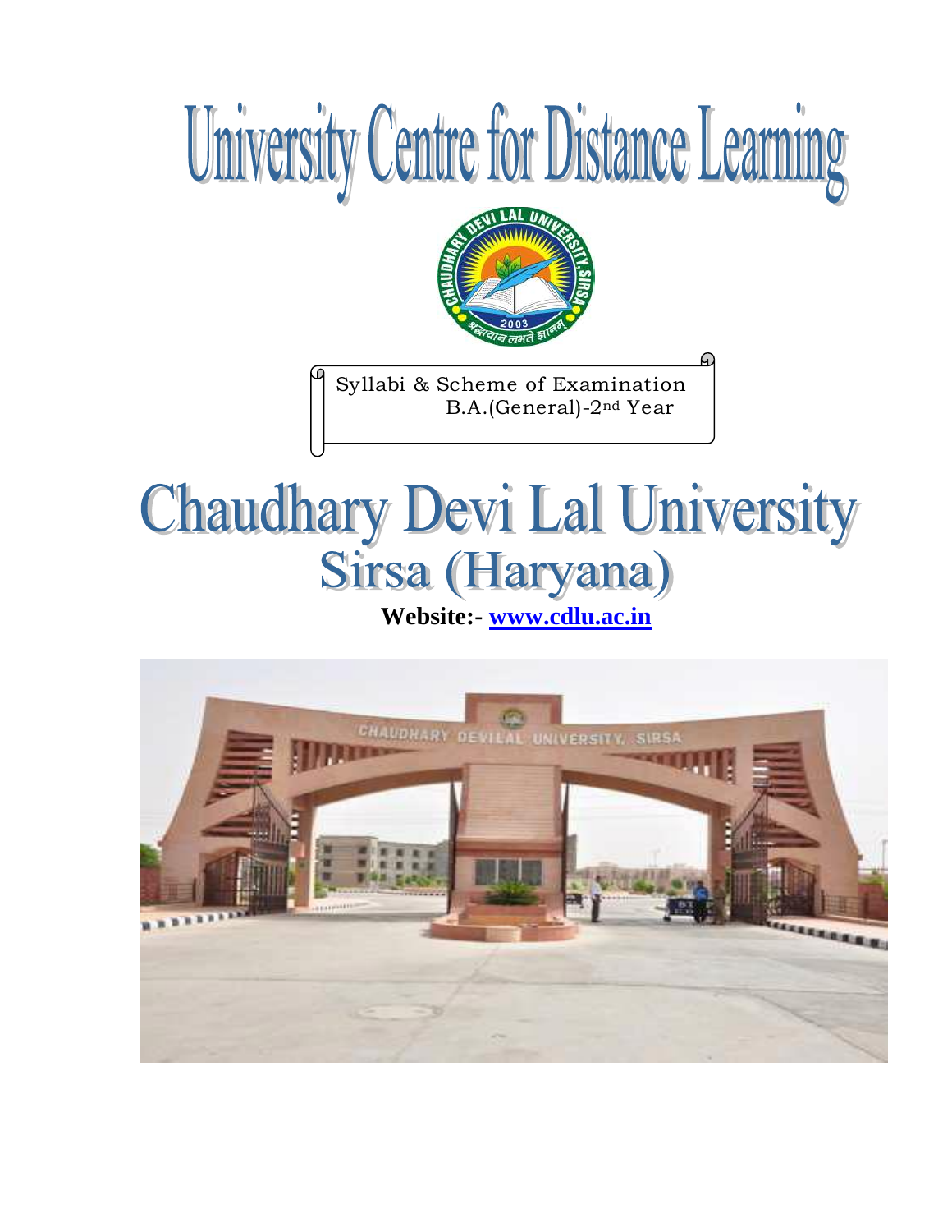# University Centre for Distance Learning

Syllabi & Scheme of Examination
B.A.(General)-2nd Year

# Chaudhary Devi Lal University
## Sirsa (Haryana)

**Website:- www.cdlu.ac.in**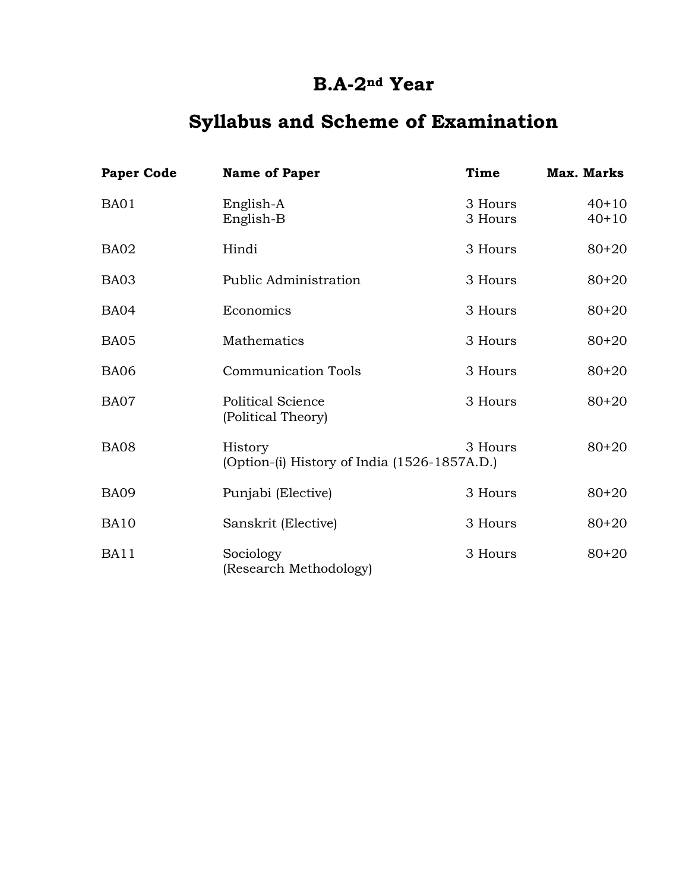# B.A-2nd Year

# Syllabus and Scheme of Examination

| Paper Code | Name of Paper | Time | Max. Marks |
|---|---|---|---|
| BA01 | English-A | 3 Hours | 40+10 |
| | English-B | 3 Hours | 40+10 |
| BA02 | Hindi | 3 Hours | 80+20 |
| BA03 | Public Administration | 3 Hours | 80+20 |
| BA04 | Economics | 3 Hours | 80+20 |
| BA05 | Mathematics | 3 Hours | 80+20 |
| BA06 | Communication Tools | 3 Hours | 80+20 |
| BA07 | Political Science (Political Theory) | 3 Hours | 80+20 |
| BA08 | History (Option-(i) History of India (1526-1857A.D.) | 3 Hours | 80+20 |
| BA09 | Punjabi (Elective) | 3 Hours | 80+20 |
| BA10 | Sanskrit (Elective) | 3 Hours | 80+20 |
| BA11 | Sociology (Research Methodology) | 3 Hours | 80+20 |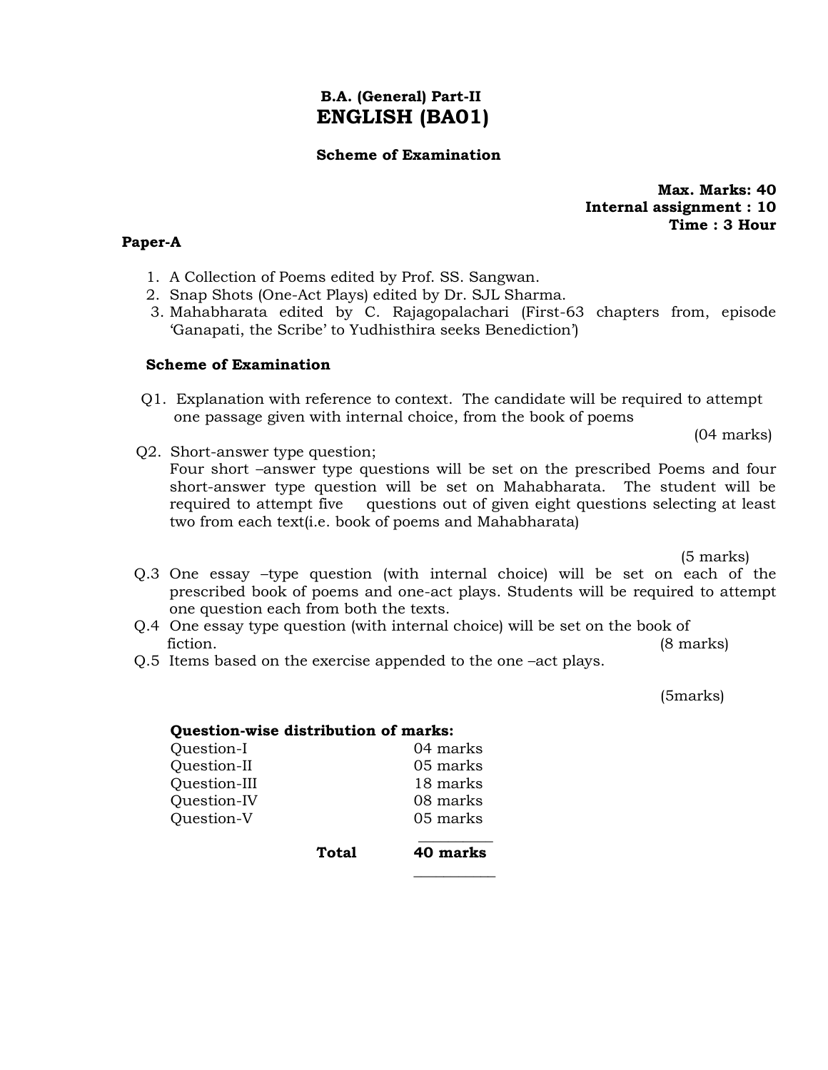# B.A. (General) Part-II

# ENGLISH (BA01)

**Scheme of Examination**

**Max. Marks: 40**
**Internal assignment : 10**
**Time : 3 Hour**

**Paper-A**

1. A Collection of Poems edited by Prof. SS. Sangwan.
2. Snap Shots (One-Act Plays) edited by Dr. SJL Sharma.
3. Mahabharata edited by C. Rajagopalachari (First-63 chapters from, episode 'Ganapati, the Scribe' to Yudhisthira seeks Benediction')

**Scheme of Examination**

Q1. Explanation with reference to context. The candidate will be required to attempt one passage given with internal choice, from the book of poems

(04 marks)

Q2. Short-answer type question;
Four short –answer type questions will be set on the prescribed Poems and four short-answer type question will be set on Mahabharata. The student will be required to attempt five questions out of given eight questions selecting at least two from each text(i.e. book of poems and Mahabharata)

(5 marks)

Q.3 One essay –type question (with internal choice) will be set on each of the prescribed book of poems and one-act plays. Students will be required to attempt one question each from both the texts.

Q.4 One essay type question (with internal choice) will be set on the book of fiction. (8 marks)

Q.5 Items based on the exercise appended to the one –act plays.

(5marks)

**Question-wise distribution of marks:**

| | |
|---|---|
| Question-I | 04 marks |
| Question-II | 05 marks |
| Question-III | 18 marks |
| Question-IV | 08 marks |
| Question-V | 05 marks |
| **Total** | **40 marks** |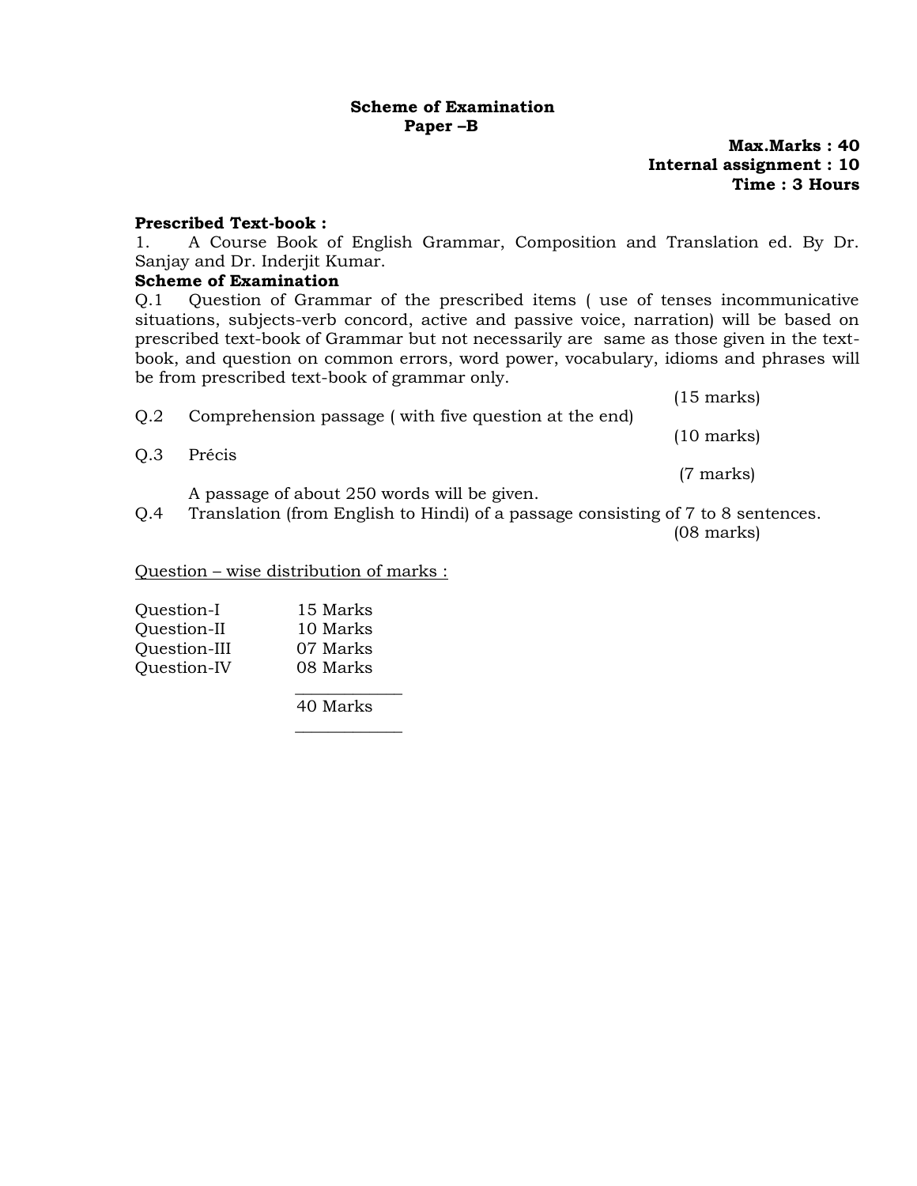**Scheme of Examination**
**Paper –B**

**Max.Marks : 40**
**Internal assignment : 10**
**Time : 3 Hours**

**Prescribed Text-book :**

1. A Course Book of English Grammar, Composition and Translation ed. By Dr. Sanjay and Dr. Inderjit Kumar.

**Scheme of Examination**

Q.1 Question of Grammar of the prescribed items ( use of tenses incommunicative situations, subjects-verb concord, active and passive voice, narration) will be based on prescribed text-book of Grammar but not necessarily are same as those given in the text-book, and question on common errors, word power, vocabulary, idioms and phrases will be from prescribed text-book of grammar only.

(15 marks)

Q.2 Comprehension passage ( with five question at the end)

(10 marks)

Q.3 Précis

(7 marks)

A passage of about 250 words will be given.

Q.4 Translation (from English to Hindi) of a passage consisting of 7 to 8 sentences.

(08 marks)

Question – wise distribution of marks :

| | |
|---|---|
| Question-I | 15 Marks |
| Question-II | 10 Marks |
| Question-III | 07 Marks |
| Question-IV | 08 Marks |
| | 40 Marks |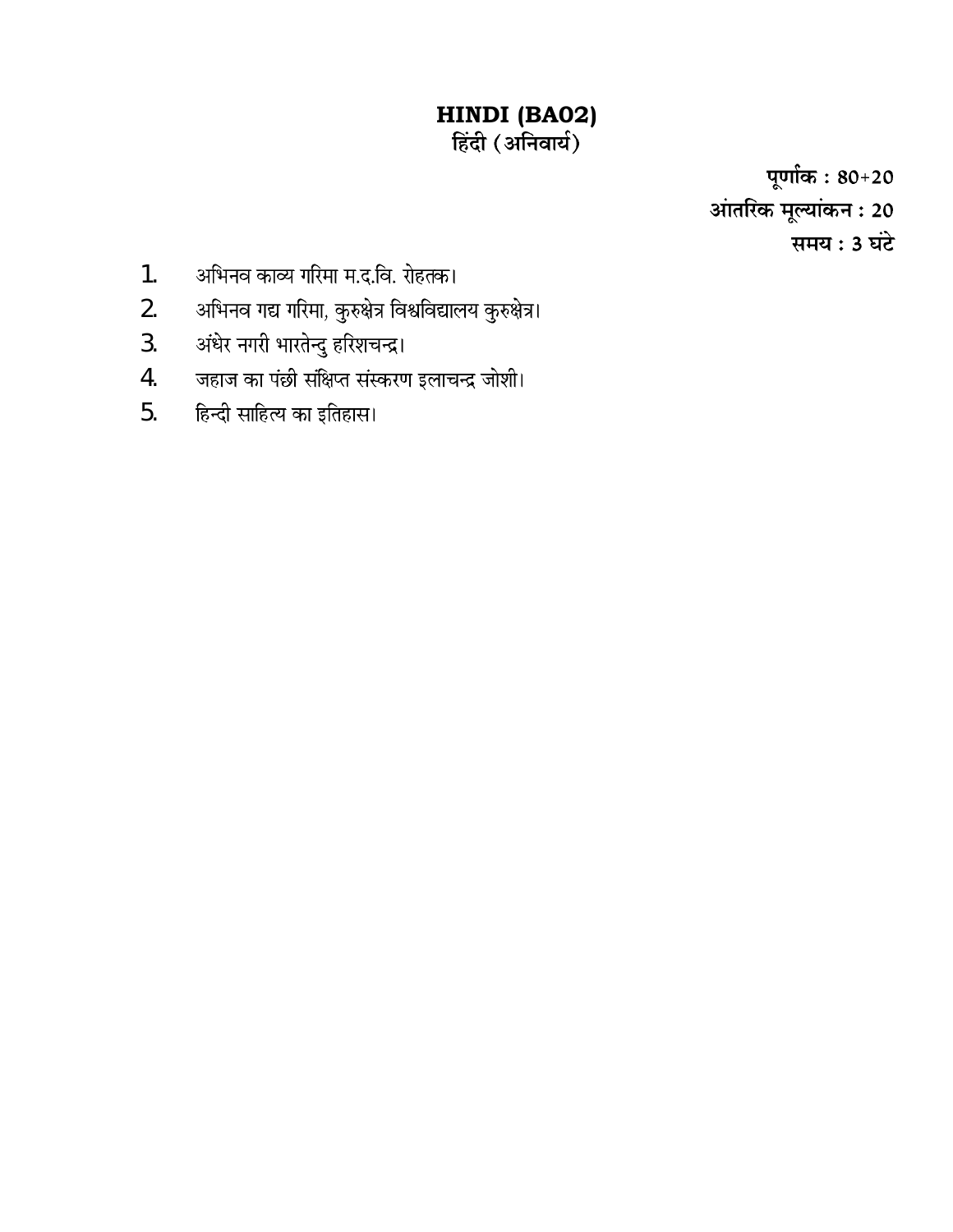# HINDI (BA02)
## हिंदी (अनिवार्य)

**पूर्णांक : 80+20**
**आंतरिक मूल्यांकन : 20**
**समय : 3 घंटे**

1. अभिनव काव्य गरिमा म.द.वि. रोहतक।
2. अभिनव गद्य गरिमा, कुरुक्षेत्र विश्वविद्यालय कुरुक्षेत्र।
3. अंधेर नगरी भारतेन्दु हरिशचन्द्र।
4. जहाज का पंछी संक्षिप्त संस्करण इलाचन्द्र जोशी।
5. हिन्दी साहित्य का इतिहास।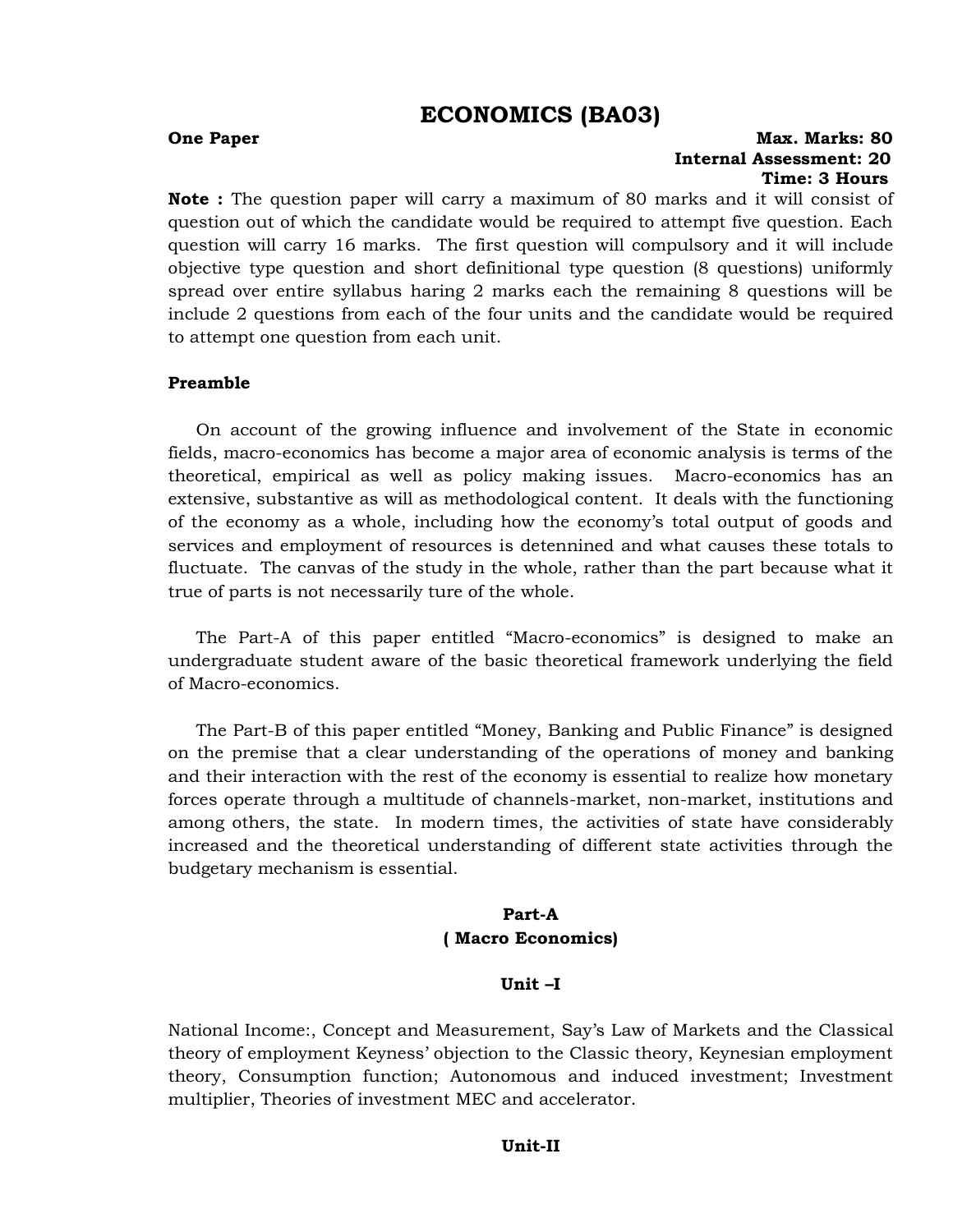# ECONOMICS (BA03)

**One Paper** **Max. Marks: 80**
**Internal Assessment: 20**
**Time: 3 Hours**

**Note :** The question paper will carry a maximum of 80 marks and it will consist of question out of which the candidate would be required to attempt five question. Each question will carry 16 marks. The first question will compulsory and it will include objective type question and short definitional type question (8 questions) uniformly spread over entire syllabus haring 2 marks each the remaining 8 questions will be include 2 questions from each of the four units and the candidate would be required to attempt one question from each unit.

**Preamble**

On account of the growing influence and involvement of the State in economic fields, macro-economics has become a major area of economic analysis is terms of the theoretical, empirical as well as policy making issues. Macro-economics has an extensive, substantive as will as methodological content. It deals with the functioning of the economy as a whole, including how the economy's total output of goods and services and employment of resources is detennined and what causes these totals to fluctuate. The canvas of the study in the whole, rather than the part because what it true of parts is not necessarily ture of the whole.

The Part-A of this paper entitled "Macro-economics" is designed to make an undergraduate student aware of the basic theoretical framework underlying the field of Macro-economics.

The Part-B of this paper entitled "Money, Banking and Public Finance" is designed on the premise that a clear understanding of the operations of money and banking and their interaction with the rest of the economy is essential to realize how monetary forces operate through a multitude of channels-market, non-market, institutions and among others, the state. In modern times, the activities of state have considerably increased and the theoretical understanding of different state activities through the budgetary mechanism is essential.

## Part-A
## ( Macro Economics)

### Unit –I

National Income:, Concept and Measurement, Say's Law of Markets and the Classical theory of employment Keyness' objection to the Classic theory, Keynesian employment theory, Consumption function; Autonomous and induced investment; Investment multiplier, Theories of investment MEC and accelerator.

### Unit-II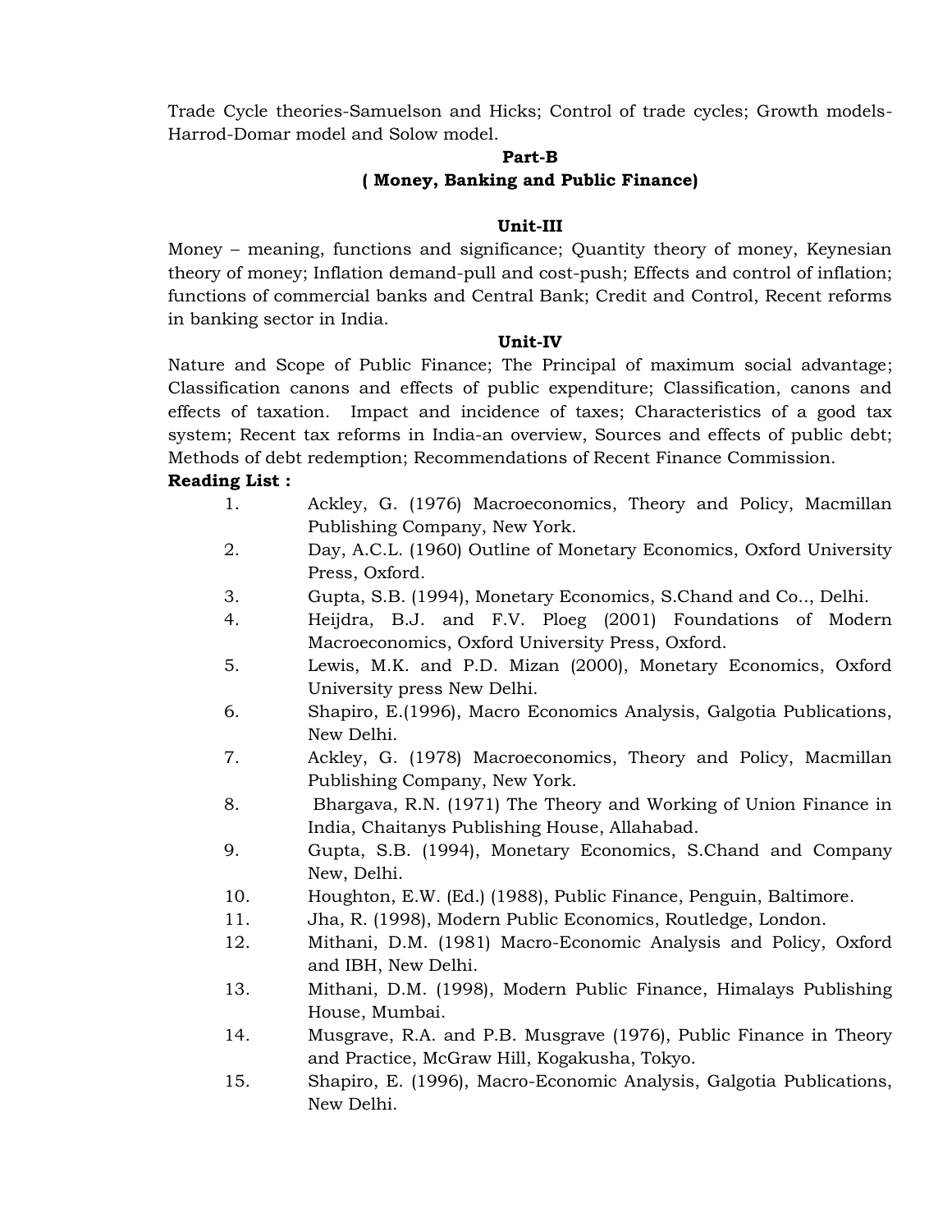Trade Cycle theories-Samuelson and Hicks; Control of trade cycles; Growth models-Harrod-Domar model and Solow model.

## Part-B

## ( Money, Banking and Public Finance)

### Unit-III

Money – meaning, functions and significance; Quantity theory of money, Keynesian theory of money; Inflation demand-pull and cost-push; Effects and control of inflation; functions of commercial banks and Central Bank; Credit and Control, Recent reforms in banking sector in India.

### Unit-IV

Nature and Scope of Public Finance; The Principal of maximum social advantage; Classification canons and effects of public expenditure; Classification, canons and effects of taxation. Impact and incidence of taxes; Characteristics of a good tax system; Recent tax reforms in India-an overview, Sources and effects of public debt; Methods of debt redemption; Recommendations of Recent Finance Commission.

**Reading List :**

1. Ackley, G. (1976) Macroeconomics, Theory and Policy, Macmillan Publishing Company, New York.
2. Day, A.C.L. (1960) Outline of Monetary Economics, Oxford University Press, Oxford.
3. Gupta, S.B. (1994), Monetary Economics, S.Chand and Co.., Delhi.
4. Heijdra, B.J. and F.V. Ploeg (2001) Foundations of Modern Macroeconomics, Oxford University Press, Oxford.
5. Lewis, M.K. and P.D. Mizan (2000), Monetary Economics, Oxford University press New Delhi.
6. Shapiro, E.(1996), Macro Economics Analysis, Galgotia Publications, New Delhi.
7. Ackley, G. (1978) Macroeconomics, Theory and Policy, Macmillan Publishing Company, New York.
8. Bhargava, R.N. (1971) The Theory and Working of Union Finance in India, Chaitanys Publishing House, Allahabad.
9. Gupta, S.B. (1994), Monetary Economics, S.Chand and Company New, Delhi.
10. Houghton, E.W. (Ed.) (1988), Public Finance, Penguin, Baltimore.
11. Jha, R. (1998), Modern Public Economics, Routledge, London.
12. Mithani, D.M. (1981) Macro-Economic Analysis and Policy, Oxford and IBH, New Delhi.
13. Mithani, D.M. (1998), Modern Public Finance, Himalays Publishing House, Mumbai.
14. Musgrave, R.A. and P.B. Musgrave (1976), Public Finance in Theory and Practice, McGraw Hill, Kogakusha, Tokyo.
15. Shapiro, E. (1996), Macro-Economic Analysis, Galgotia Publications, New Delhi.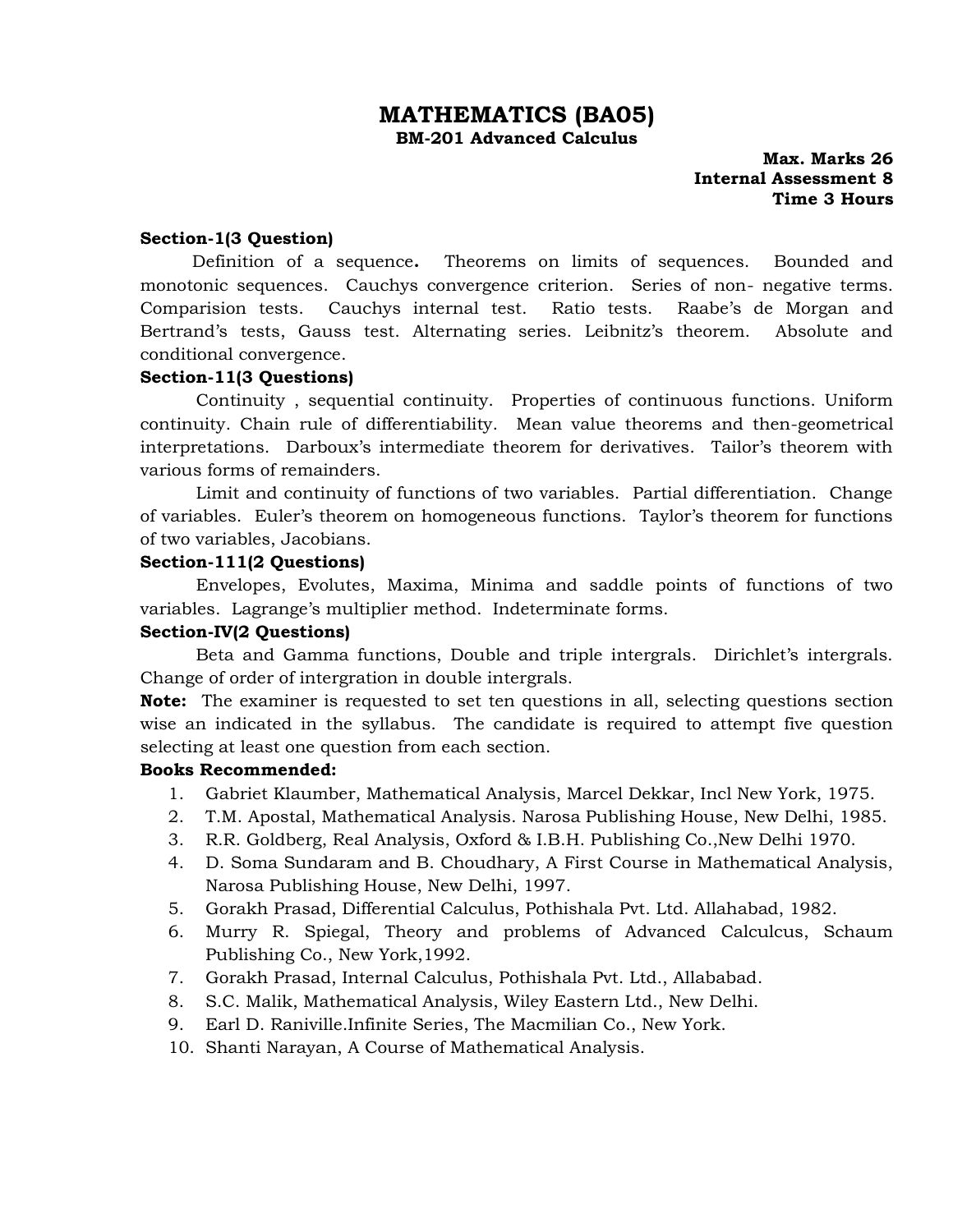# MATHEMATICS (BA05)

## BM-201 Advanced Calculus

**Max. Marks 26**
**Internal Assessment 8**
**Time 3 Hours**

**Section-1(3 Question)**

Definition of a sequence**.** Theorems on limits of sequences. Bounded and monotonic sequences. Cauchys convergence criterion. Series of non- negative terms. Comparision tests. Cauchys internal test. Ratio tests. Raabe's de Morgan and Bertrand's tests, Gauss test. Alternating series. Leibnitz's theorem. Absolute and conditional convergence.

**Section-11(3 Questions)**

Continuity , sequential continuity. Properties of continuous functions. Uniform continuity. Chain rule of differentiability. Mean value theorems and then-geometrical interpretations. Darboux's intermediate theorem for derivatives. Tailor's theorem with various forms of remainders.

Limit and continuity of functions of two variables. Partial differentiation. Change of variables. Euler's theorem on homogeneous functions. Taylor's theorem for functions of two variables, Jacobians.

**Section-111(2 Questions)**

Envelopes, Evolutes, Maxima, Minima and saddle points of functions of two variables. Lagrange's multiplier method. Indeterminate forms.

**Section-IV(2 Questions)**

Beta and Gamma functions, Double and triple intergrals. Dirichlet's intergrals. Change of order of intergration in double intergrals.

**Note:** The examiner is requested to set ten questions in all, selecting questions section wise an indicated in the syllabus. The candidate is required to attempt five question selecting at least one question from each section.

**Books Recommended:**

1. Gabriet Klaumber, Mathematical Analysis, Marcel Dekkar, Incl New York, 1975.
2. T.M. Apostal, Mathematical Analysis. Narosa Publishing House, New Delhi, 1985.
3. R.R. Goldberg, Real Analysis, Oxford & I.B.H. Publishing Co.,New Delhi 1970.
4. D. Soma Sundaram and B. Choudhary, A First Course in Mathematical Analysis, Narosa Publishing House, New Delhi, 1997.
5. Gorakh Prasad, Differential Calculus, Pothishala Pvt. Ltd. Allahabad, 1982.
6. Murry R. Spiegal, Theory and problems of Advanced Calculcus, Schaum Publishing Co., New York,1992.
7. Gorakh Prasad, Internal Calculus, Pothishala Pvt. Ltd., Allababad.
8. S.C. Malik, Mathematical Analysis, Wiley Eastern Ltd., New Delhi.
9. Earl D. Raniville.Infinite Series, The Macmilian Co., New York.
10. Shanti Narayan, A Course of Mathematical Analysis.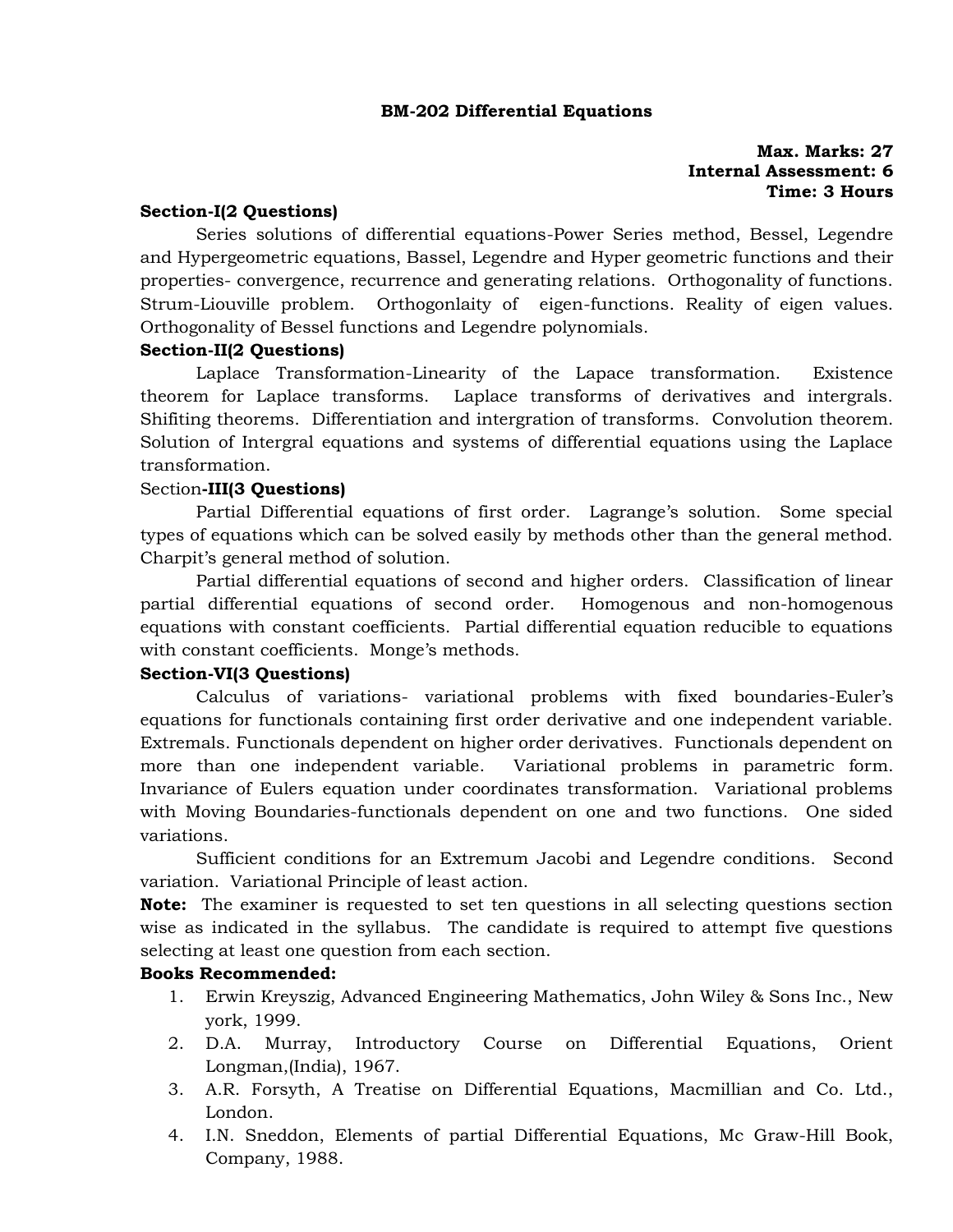## BM-202 Differential Equations

**Max. Marks: 27**
**Internal Assessment: 6**
**Time: 3 Hours**

**Section-I(2 Questions)**

Series solutions of differential equations-Power Series method, Bessel, Legendre and Hypergeometric equations, Bassel, Legendre and Hyper geometric functions and their properties- convergence, recurrence and generating relations. Orthogonality of functions. Strum-Liouville problem. Orthogonlaity of eigen-functions. Reality of eigen values. Orthogonality of Bessel functions and Legendre polynomials.

**Section-II(2 Questions)**

Laplace Transformation-Linearity of the Lapace transformation. Existence theorem for Laplace transforms. Laplace transforms of derivatives and intergrals. Shifiting theorems. Differentiation and intergration of transforms. Convolution theorem. Solution of Intergral equations and systems of differential equations using the Laplace transformation.

Section**-III(3 Questions)**

Partial Differential equations of first order. Lagrange's solution. Some special types of equations which can be solved easily by methods other than the general method. Charpit's general method of solution.

Partial differential equations of second and higher orders. Classification of linear partial differential equations of second order. Homogenous and non-homogenous equations with constant coefficients. Partial differential equation reducible to equations with constant coefficients. Monge's methods.

**Section-VI(3 Questions)**

Calculus of variations- variational problems with fixed boundaries-Euler's equations for functionals containing first order derivative and one independent variable. Extremals. Functionals dependent on higher order derivatives. Functionals dependent on more than one independent variable. Variational problems in parametric form. Invariance of Eulers equation under coordinates transformation. Variational problems with Moving Boundaries-functionals dependent on one and two functions. One sided variations.

Sufficient conditions for an Extremum Jacobi and Legendre conditions. Second variation. Variational Principle of least action.

**Note:** The examiner is requested to set ten questions in all selecting questions section wise as indicated in the syllabus. The candidate is required to attempt five questions selecting at least one question from each section.

**Books Recommended:**

1. Erwin Kreyszig, Advanced Engineering Mathematics, John Wiley & Sons Inc., New york, 1999.
2. D.A. Murray, Introductory Course on Differential Equations, Orient Longman,(India), 1967.
3. A.R. Forsyth, A Treatise on Differential Equations, Macmillian and Co. Ltd., London.
4. I.N. Sneddon, Elements of partial Differential Equations, Mc Graw-Hill Book, Company, 1988.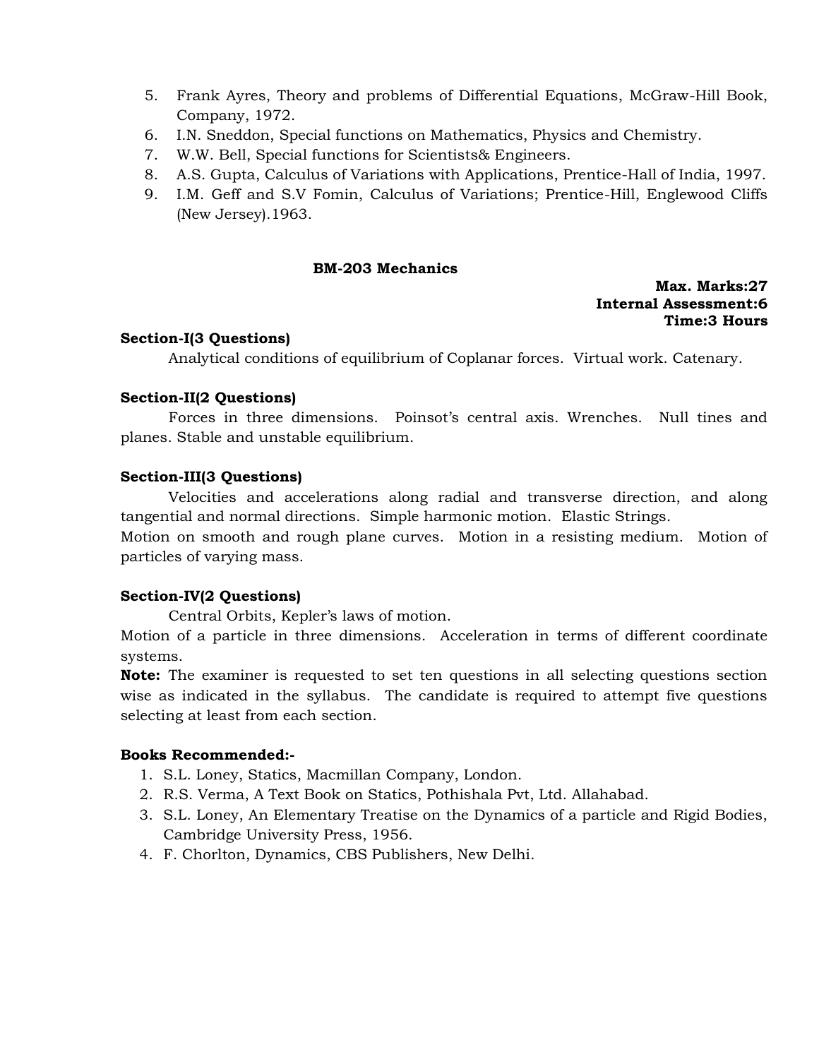5. Frank Ayres, Theory and problems of Differential Equations, McGraw-Hill Book, Company, 1972.
6. I.N. Sneddon, Special functions on Mathematics, Physics and Chemistry.
7. W.W. Bell, Special functions for Scientists& Engineers.
8. A.S. Gupta, Calculus of Variations with Applications, Prentice-Hall of India, 1997.
9. I.M. Geff and S.V Fomin, Calculus of Variations; Prentice-Hill, Englewood Cliffs (New Jersey).1963.

## BM-203 Mechanics

**Max. Marks:27**
**Internal Assessment:6**
**Time:3 Hours**

**Section-I(3 Questions)**

Analytical conditions of equilibrium of Coplanar forces. Virtual work. Catenary.

**Section-II(2 Questions)**

Forces in three dimensions. Poinsot's central axis. Wrenches. Null tines and planes. Stable and unstable equilibrium.

**Section-III(3 Questions)**

Velocities and accelerations along radial and transverse direction, and along tangential and normal directions. Simple harmonic motion. Elastic Strings.
Motion on smooth and rough plane curves. Motion in a resisting medium. Motion of particles of varying mass.

**Section-IV(2 Questions)**

Central Orbits, Kepler's laws of motion.
Motion of a particle in three dimensions. Acceleration in terms of different coordinate systems.

**Note:** The examiner is requested to set ten questions in all selecting questions section wise as indicated in the syllabus. The candidate is required to attempt five questions selecting at least from each section.

**Books Recommended:-**

1. S.L. Loney, Statics, Macmillan Company, London.
2. R.S. Verma, A Text Book on Statics, Pothishala Pvt, Ltd. Allahabad.
3. S.L. Loney, An Elementary Treatise on the Dynamics of a particle and Rigid Bodies, Cambridge University Press, 1956.
4. F. Chorlton, Dynamics, CBS Publishers, New Delhi.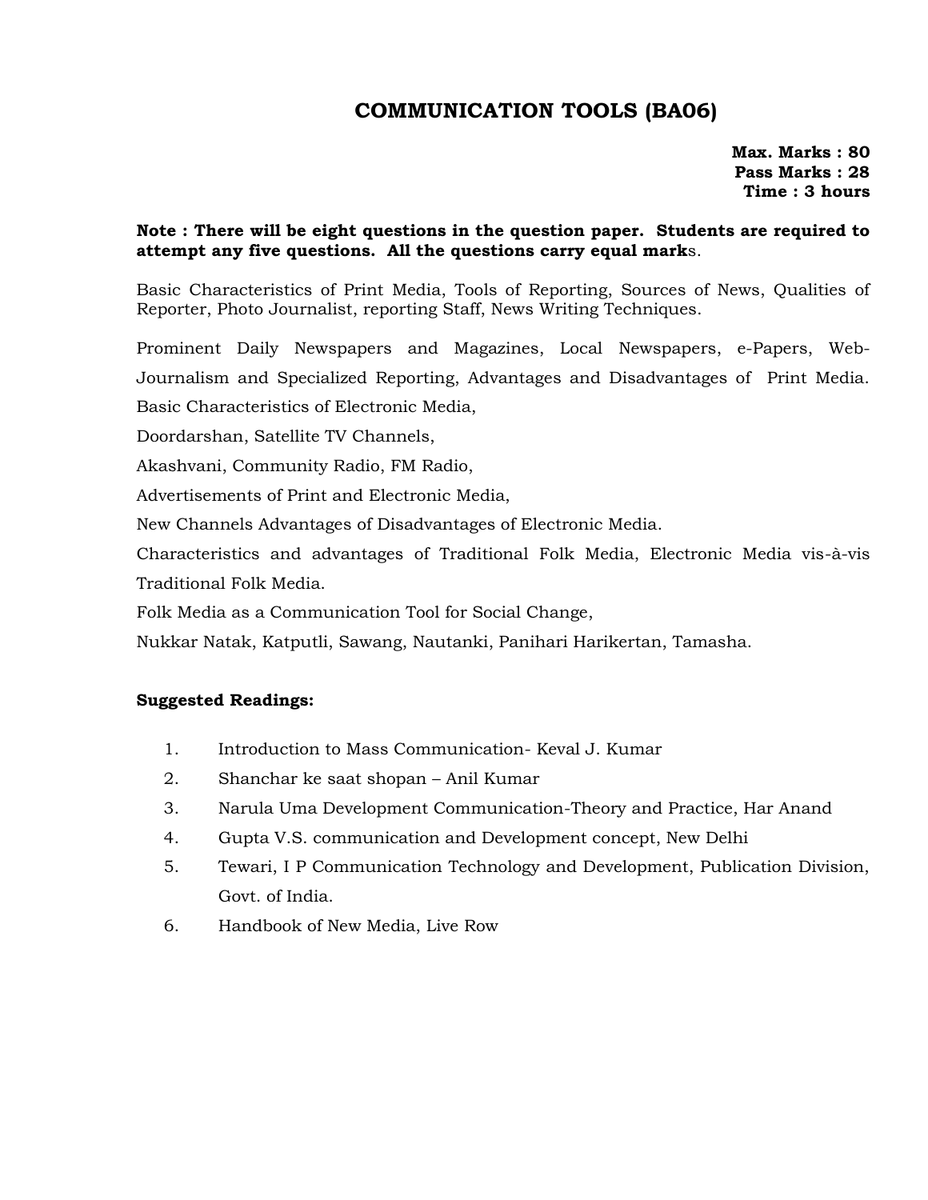# COMMUNICATION TOOLS (BA06)

**Max. Marks : 80**
**Pass Marks : 28**
**Time : 3 hours**

**Note : There will be eight questions in the question paper. Students are required to attempt any five questions. All the questions carry equal marks.**

Basic Characteristics of Print Media, Tools of Reporting, Sources of News, Qualities of Reporter, Photo Journalist, reporting Staff, News Writing Techniques.

Prominent Daily Newspapers and Magazines, Local Newspapers, e-Papers, Web-Journalism and Specialized Reporting, Advantages and Disadvantages of Print Media.

Basic Characteristics of Electronic Media,

Doordarshan, Satellite TV Channels,

Akashvani, Community Radio, FM Radio,

Advertisements of Print and Electronic Media,

New Channels Advantages of Disadvantages of Electronic Media.

Characteristics and advantages of Traditional Folk Media, Electronic Media vis-à-vis Traditional Folk Media.

Folk Media as a Communication Tool for Social Change,

Nukkar Natak, Katputli, Sawang, Nautanki, Panihari Harikertan, Tamasha.

**Suggested Readings:**

1. Introduction to Mass Communication- Keval J. Kumar
2. Shanchar ke saat shopan – Anil Kumar
3. Narula Uma Development Communication-Theory and Practice, Har Anand
4. Gupta V.S. communication and Development concept, New Delhi
5. Tewari, I P Communication Technology and Development, Publication Division, Govt. of India.
6. Handbook of New Media, Live Row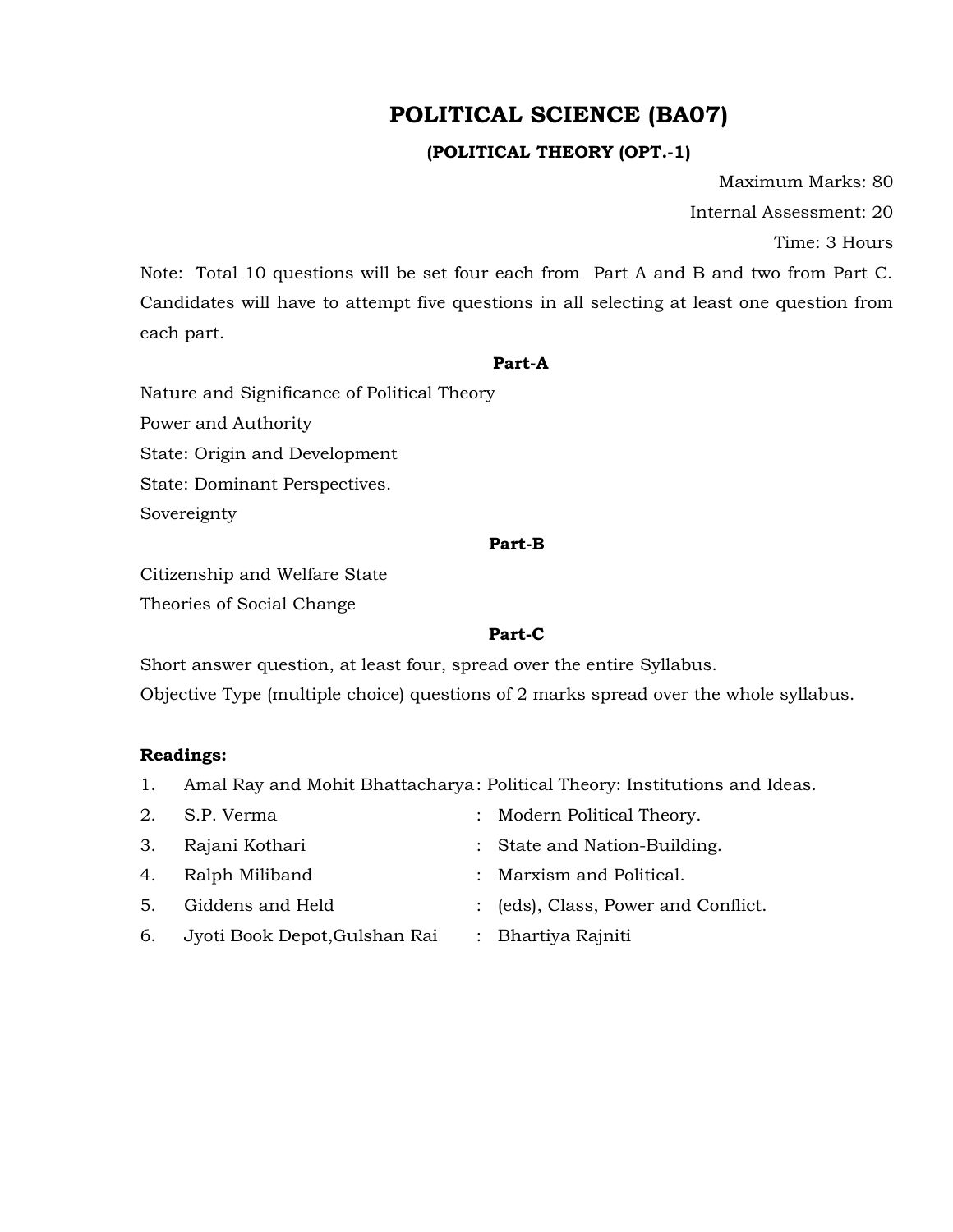# POLITICAL SCIENCE (BA07)

### (POLITICAL THEORY (OPT.-1)

Maximum Marks: 80

Internal Assessment: 20

Time: 3 Hours

Note: Total 10 questions will be set four each from Part A and B and two from Part C. Candidates will have to attempt five questions in all selecting at least one question from each part.

**Part-A**

Nature and Significance of Political Theory

Power and Authority

State: Origin and Development

State: Dominant Perspectives.

Sovereignty

**Part-B**

Citizenship and Welfare State

Theories of Social Change

**Part-C**

Short answer question, at least four, spread over the entire Syllabus.

Objective Type (multiple choice) questions of 2 marks spread over the whole syllabus.

**Readings:**

1. Amal Ray and Mohit Bhattacharya : Political Theory: Institutions and Ideas.
2. S.P. Verma : Modern Political Theory.
3. Rajani Kothari : State and Nation-Building.
4. Ralph Miliband : Marxism and Political.
5. Giddens and Held : (eds), Class, Power and Conflict.
6. Jyoti Book Depot,Gulshan Rai : Bhartiya Rajniti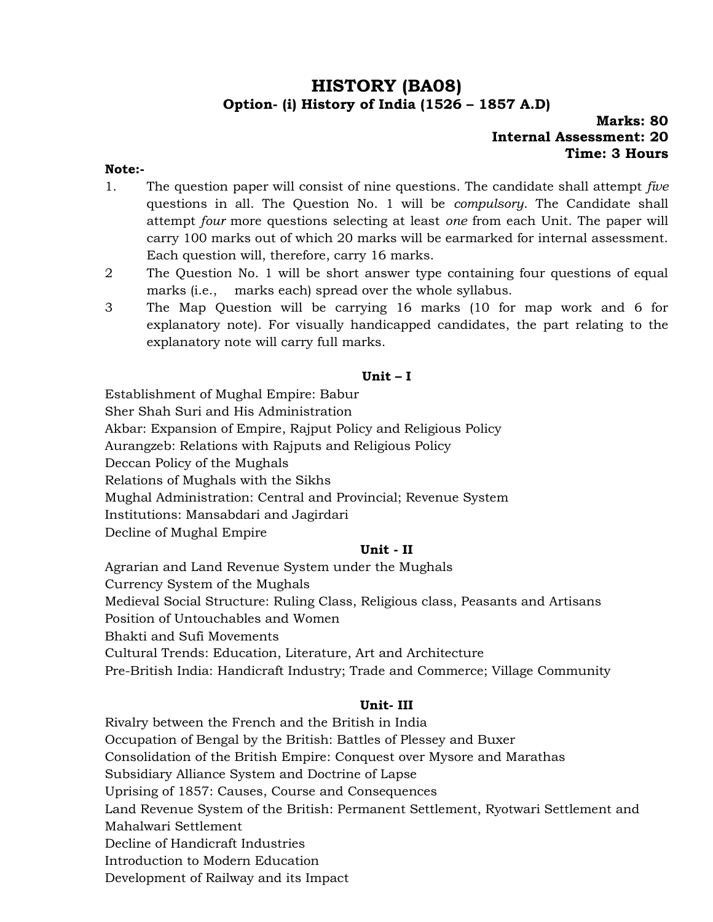# HISTORY (BA08)

## Option- (i) History of India (1526 – 1857 A.D)

**Marks: 80**
**Internal Assessment: 20**
**Time: 3 Hours**

**Note:-**

1. The question paper will consist of nine questions. The candidate shall attempt *five* questions in all. The Question No. 1 will be *compulsory*. The Candidate shall attempt *four* more questions selecting at least *one* from each Unit. The paper will carry 100 marks out of which 20 marks will be earmarked for internal assessment. Each question will, therefore, carry 16 marks.
2. The Question No. 1 will be short answer type containing four questions of equal marks (i.e., marks each) spread over the whole syllabus.
3. The Map Question will be carrying 16 marks (10 for map work and 6 for explanatory note). For visually handicapped candidates, the part relating to the explanatory note will carry full marks.

### Unit – I

Establishment of Mughal Empire: Babur
Sher Shah Suri and His Administration
Akbar: Expansion of Empire, Rajput Policy and Religious Policy
Aurangzeb: Relations with Rajputs and Religious Policy
Deccan Policy of the Mughals
Relations of Mughals with the Sikhs
Mughal Administration: Central and Provincial; Revenue System
Institutions: Mansabdari and Jagirdari
Decline of Mughal Empire

### Unit - II

Agrarian and Land Revenue System under the Mughals
Currency System of the Mughals
Medieval Social Structure: Ruling Class, Religious class, Peasants and Artisans
Position of Untouchables and Women
Bhakti and Sufi Movements
Cultural Trends: Education, Literature, Art and Architecture
Pre-British India: Handicraft Industry; Trade and Commerce; Village Community

### Unit- III

Rivalry between the French and the British in India
Occupation of Bengal by the British: Battles of Plessey and Buxer
Consolidation of the British Empire: Conquest over Mysore and Marathas
Subsidiary Alliance System and Doctrine of Lapse
Uprising of 1857: Causes, Course and Consequences
Land Revenue System of the British: Permanent Settlement, Ryotwari Settlement and Mahalwari Settlement
Decline of Handicraft Industries
Introduction to Modern Education
Development of Railway and its Impact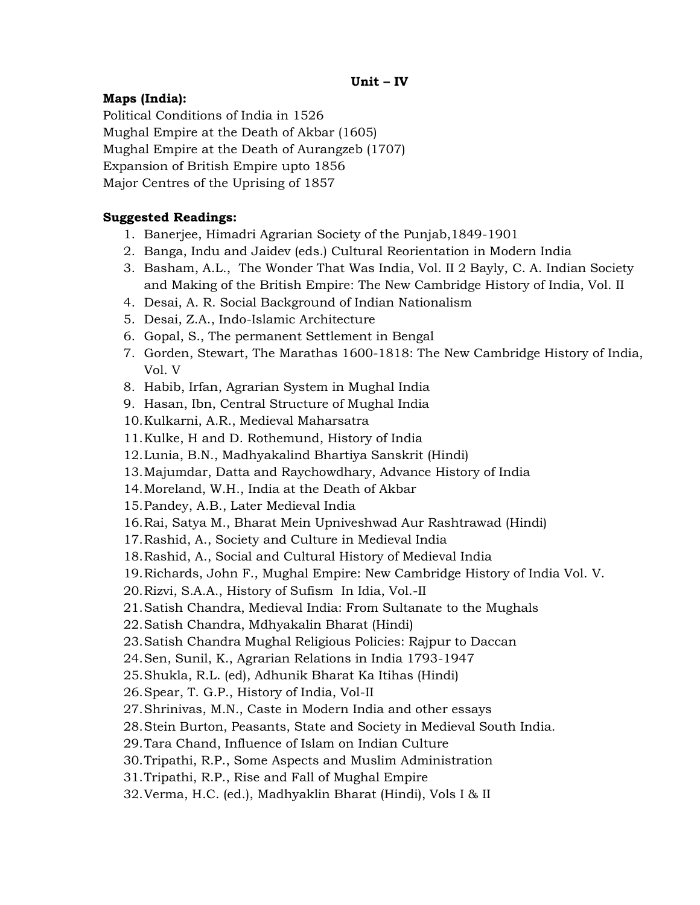## Unit – IV

**Maps (India):**

Political Conditions of India in 1526
Mughal Empire at the Death of Akbar (1605)
Mughal Empire at the Death of Aurangzeb (1707)
Expansion of British Empire upto 1856
Major Centres of the Uprising of 1857

**Suggested Readings:**

1. Banerjee, Himadri Agrarian Society of the Punjab,1849-1901
2. Banga, Indu and Jaidev (eds.) Cultural Reorientation in Modern India
3. Basham, A.L., The Wonder That Was India, Vol. II 2 Bayly, C. A. Indian Society and Making of the British Empire: The New Cambridge History of India, Vol. II
4. Desai, A. R. Social Background of Indian Nationalism
5. Desai, Z.A., Indo-Islamic Architecture
6. Gopal, S., The permanent Settlement in Bengal
7. Gorden, Stewart, The Marathas 1600-1818: The New Cambridge History of India, Vol. V
8. Habib, Irfan, Agrarian System in Mughal India
9. Hasan, Ibn, Central Structure of Mughal India
10. Kulkarni, A.R., Medieval Maharsatra
11. Kulke, H and D. Rothemund, History of India
12. Lunia, B.N., Madhyakalind Bhartiya Sanskrit (Hindi)
13. Majumdar, Datta and Raychowdhary, Advance History of India
14. Moreland, W.H., India at the Death of Akbar
15. Pandey, A.B., Later Medieval India
16. Rai, Satya M., Bharat Mein Upniveshwad Aur Rashtrawad (Hindi)
17. Rashid, A., Society and Culture in Medieval India
18. Rashid, A., Social and Cultural History of Medieval India
19. Richards, John F., Mughal Empire: New Cambridge History of India Vol. V.
20. Rizvi, S.A.A., History of Sufism In Idia, Vol.-II
21. Satish Chandra, Medieval India: From Sultanate to the Mughals
22. Satish Chandra, Mdhyakalin Bharat (Hindi)
23. Satish Chandra Mughal Religious Policies: Rajpur to Daccan
24. Sen, Sunil, K., Agrarian Relations in India 1793-1947
25. Shukla, R.L. (ed), Adhunik Bharat Ka Itihas (Hindi)
26. Spear, T. G.P., History of India, Vol-II
27. Shrinivas, M.N., Caste in Modern India and other essays
28. Stein Burton, Peasants, State and Society in Medieval South India.
29. Tara Chand, Influence of Islam on Indian Culture
30. Tripathi, R.P., Some Aspects and Muslim Administration
31. Tripathi, R.P., Rise and Fall of Mughal Empire
32. Verma, H.C. (ed.), Madhyaklin Bharat (Hindi), Vols I & II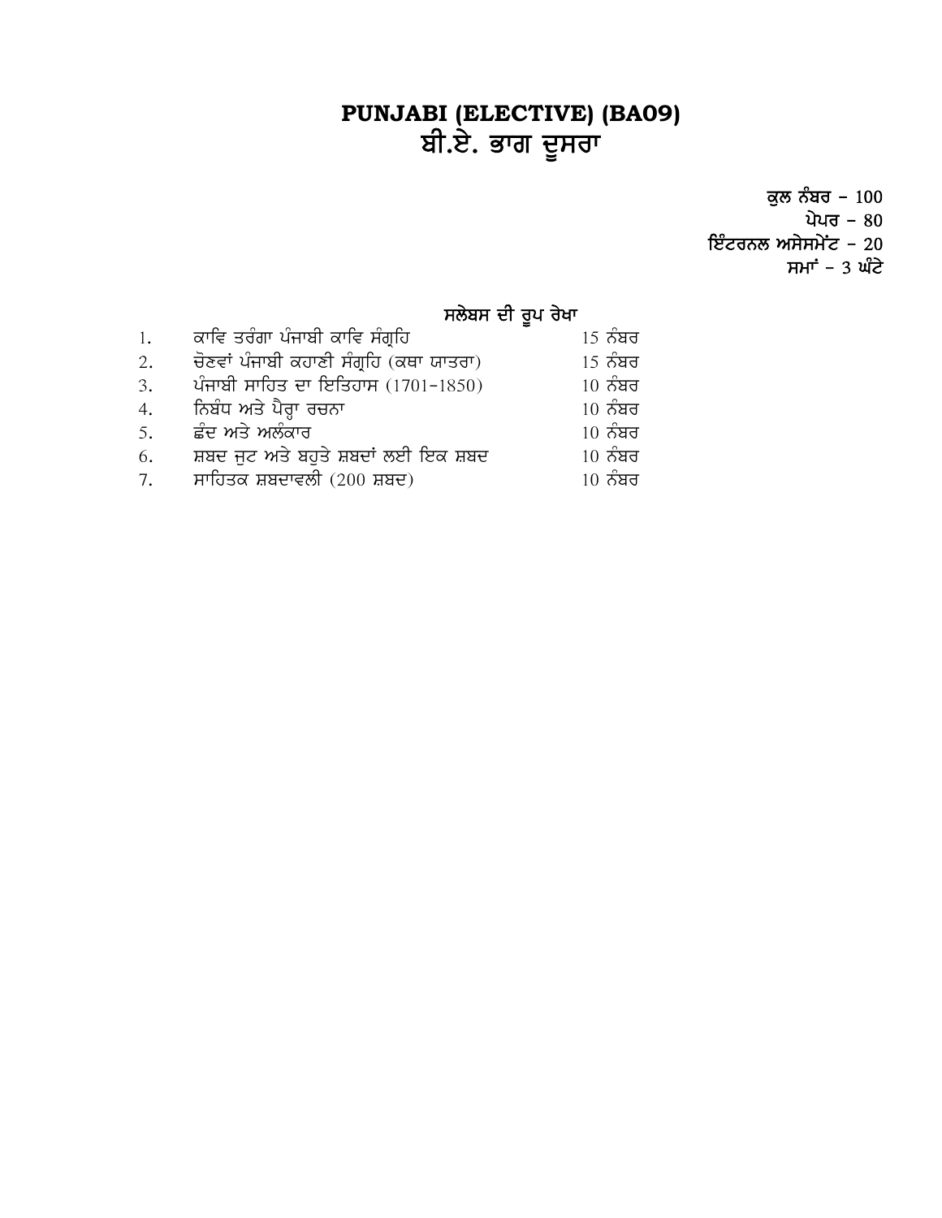# PUNJABI (ELECTIVE) (BA09)

## ਬੀ.ਏ. ਭਾਗ ਦੂਸਰਾ

**ਕੁਲ ਨੰਬਰ – 100**
**ਪੇਪਰ – 80**
**ਇੰਟਰਨਲ ਅਸੇਸਮੇਂਟ – 20**
**ਸਮਾਂ – 3 ਘੰਟੇ**

### ਸਲੇਬਸ ਦੀ ਰੂਪ ਰੇਖਾ

| | | |
|---|---|---|
| 1. | ਕਾਵਿ ਤਰੰਗਾ ਪੰਜਾਬੀ ਕਾਵਿ ਸੰਗ੍ਰਹਿ | 15 ਨੰਬਰ |
| 2. | ਚੋਣਵਾਂ ਪੰਜਾਬੀ ਕਹਾਣੀ ਸੰਗ੍ਰਹਿ (ਕਥਾ ਯਾਤਰਾ) | 15 ਨੰਬਰ |
| 3. | ਪੰਜਾਬੀ ਸਾਹਿਤ ਦਾ ਇਤਿਹਾਸ (1701-1850) | 10 ਨੰਬਰ |
| 4. | ਨਿਬੰਧ ਅਤੇ ਪੈਰ੍ਹਾ ਰਚਨਾ | 10 ਨੰਬਰ |
| 5. | ਛੰਦ ਅਤੇ ਅਲੰਕਾਰ | 10 ਨੰਬਰ |
| 6. | ਸ਼ਬਦ ਜੁਟ ਅਤੇ ਬਹੁਤੇ ਸ਼ਬਦਾਂ ਲਈ ਇਕ ਸ਼ਬਦ | 10 ਨੰਬਰ |
| 7. | ਸਾਹਿਤਕ ਸ਼ਬਦਾਵਲੀ (200 ਸ਼ਬਦ) | 10 ਨੰਬਰ |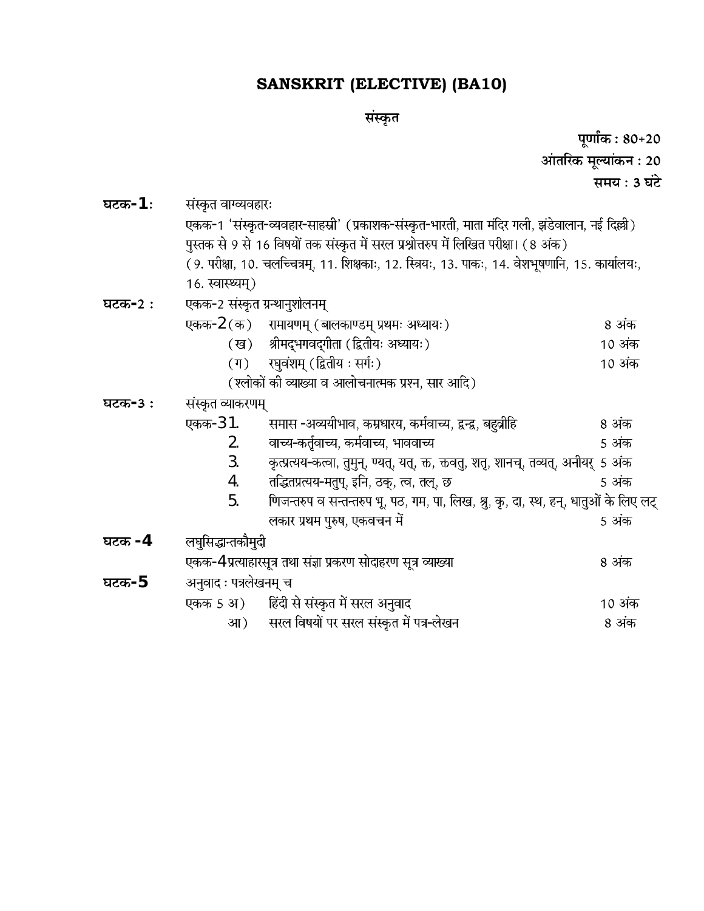# SANSKRIT (ELECTIVE) (BA10)

## संस्कृत

**पूर्णांक : 80+20**

**आंतरिक मूल्यांकन : 20**

**समय : 3 घंटे**

**घटक-1:** संस्कृत वाग्व्यवहारः

एकक-1 'संस्कृत-व्यवहार-साहस्री' (प्रकाशक-संस्कृत-भारती, माता मंदिर गली, झंडेवालान, नई दिल्ली) पुस्तक से 9 से 16 विषयों तक संस्कृत में सरल प्रश्नोत्तरुप में लिखित परीक्षा। (8 अंक)

(9. परीक्षा, 10. चलच्चित्रम्, 11. शिक्षकाः, 12. स्त्रियः, 13. पाकः, 14. वेशभूषणानि, 15. कार्यालयः, 16. स्वास्थ्यम्)

**घटक-2 :** एकक-2 संस्कृत ग्रन्थानुशीलनम्

| | | |
|---|---|---|
| एकक-2 (क) | रामायणम् (बालकाण्डम् प्रथमः अध्यायः) | 8 अंक |
| (ख) | श्रीमद्भगवद्गीता (द्वितीयः अध्यायः) | 10 अंक |
| (ग) | रघुवंशम् (द्वितीय : सर्गः) | 10 अंक |

(श्लोकों की व्याख्या व आलोचनात्मक प्रश्न, सार आदि)

**घटक-3 :** संस्कृत व्याकरणम्

| | | |
|---|---|---|
| एकक-3 1. | समास -अव्ययीभाव, कम्र्धारय, कर्मवाच्य, द्वन्द्व, बहुव्रीहि | 8 अंक |
| 2. | वाच्य-कर्तृवाच्य, कर्मवाच्य, भाववाच्य | 5 अंक |
| 3. | कृत्प्रत्यय-कत्वा, तुमुन्, ण्यत्, यत्, क्त, क्तवतु, शतृ, शानच्, तव्यत्, अनीयर् | 5 अंक |
| 4. | तद्धितप्रत्यय-मतुप्, इनि, ठक्, त्व, तल्, छ | 5 अंक |
| 5. | णिजन्तरुप व सन्तन्तरुप भू, पठ, गम, पा, लिख, श्रु, कृ, दा, स्थ, हन्, धातुओं के लिए लट् लकार प्रथम पुरुष, एकवचन में | 5 अंक |

**घटक -4** लघुसिद्धान्तकौमुदी

| | |
|---|---|
| एकक-4 प्रत्याहारसूत्र तथा संज्ञा प्रकरण सोदाहरण सूत्र व्याख्या | 8 अंक |

**घटक-5** अनुवाद : पत्रलेखनम् च

| | | |
|---|---|---|
| एकक 5 अ) | हिंदी से संस्कृत में सरल अनुवाद | 10 अंक |
| आ) | सरल विषयों पर सरल संस्कृत में पत्र-लेखन | 8 अंक |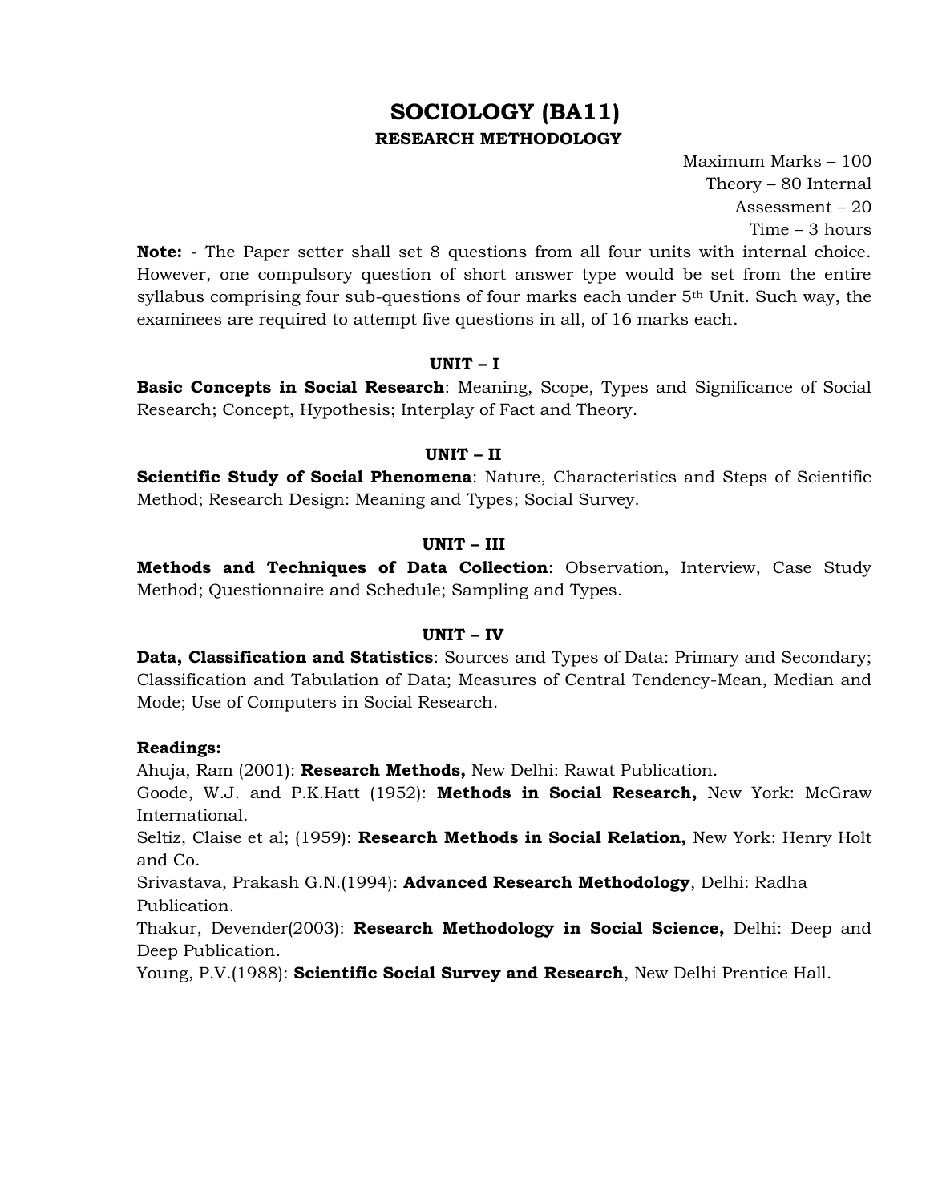# SOCIOLOGY (BA11)

## RESEARCH METHODOLOGY

Maximum Marks – 100
Theory – 80 Internal
Assessment – 20
Time – 3 hours

**Note:** - The Paper setter shall set 8 questions from all four units with internal choice. However, one compulsory question of short answer type would be set from the entire syllabus comprising four sub-questions of four marks each under 5th Unit. Such way, the examinees are required to attempt five questions in all, of 16 marks each.

### UNIT – I

**Basic Concepts in Social Research**: Meaning, Scope, Types and Significance of Social Research; Concept, Hypothesis; Interplay of Fact and Theory.

### UNIT – II

**Scientific Study of Social Phenomena**: Nature, Characteristics and Steps of Scientific Method; Research Design: Meaning and Types; Social Survey.

### UNIT – III

**Methods and Techniques of Data Collection**: Observation, Interview, Case Study Method; Questionnaire and Schedule; Sampling and Types.

### UNIT – IV

**Data, Classification and Statistics**: Sources and Types of Data: Primary and Secondary; Classification and Tabulation of Data; Measures of Central Tendency-Mean, Median and Mode; Use of Computers in Social Research.

**Readings:**

Ahuja, Ram (2001): **Research Methods,** New Delhi: Rawat Publication.

Goode, W.J. and P.K.Hatt (1952): **Methods in Social Research,** New York: McGraw International.

Seltiz, Claise et al; (1959): **Research Methods in Social Relation,** New York: Henry Holt and Co.

Srivastava, Prakash G.N.(1994): **Advanced Research Methodology**, Delhi: Radha Publication.

Thakur, Devender(2003): **Research Methodology in Social Science,** Delhi: Deep and Deep Publication.

Young, P.V.(1988): **Scientific Social Survey and Research**, New Delhi Prentice Hall.